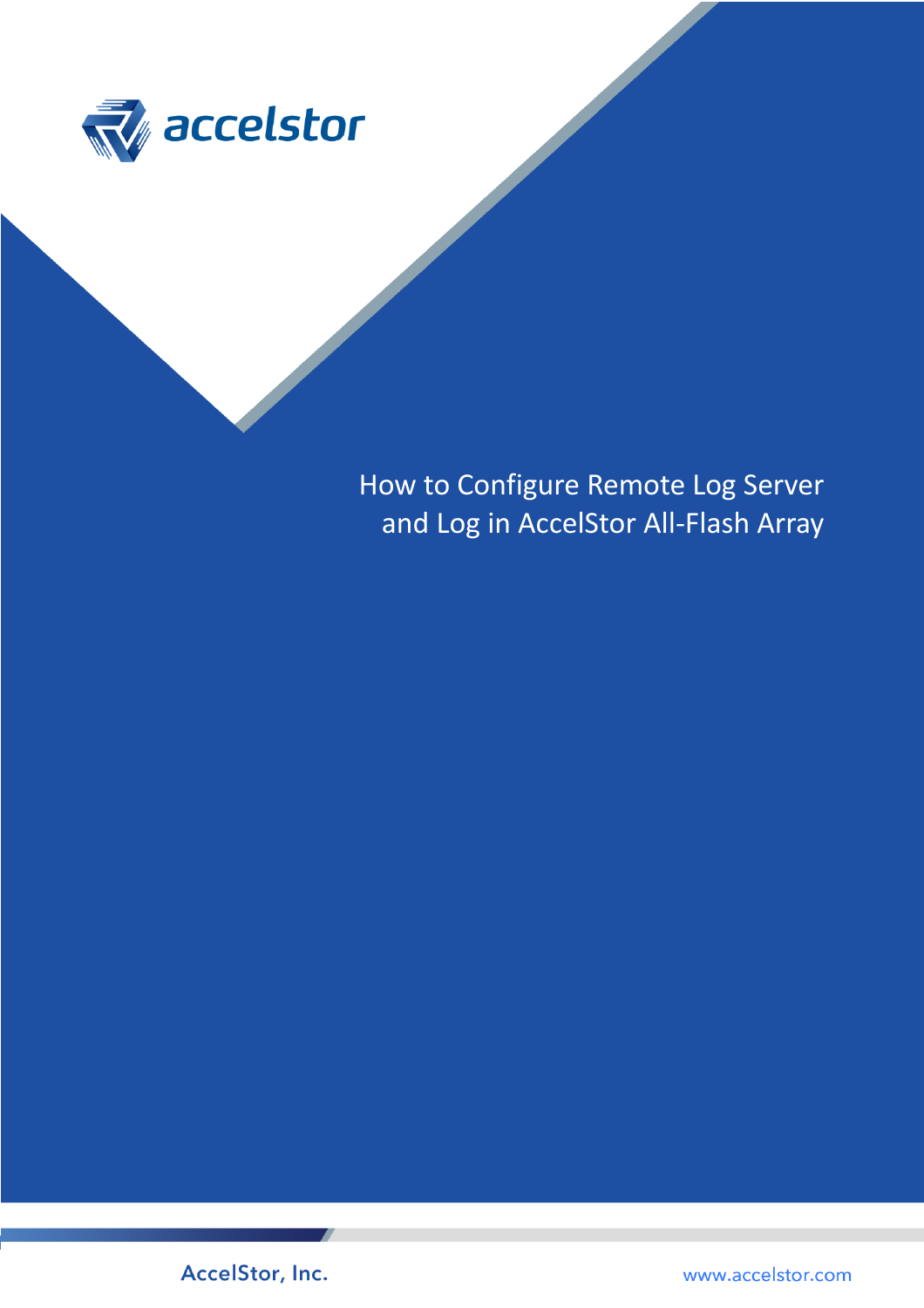accelstor

# How to Configure Remote Log Server and Log in AccelStor All-Flash Array

AccelStor, Inc.

www.accelstor.com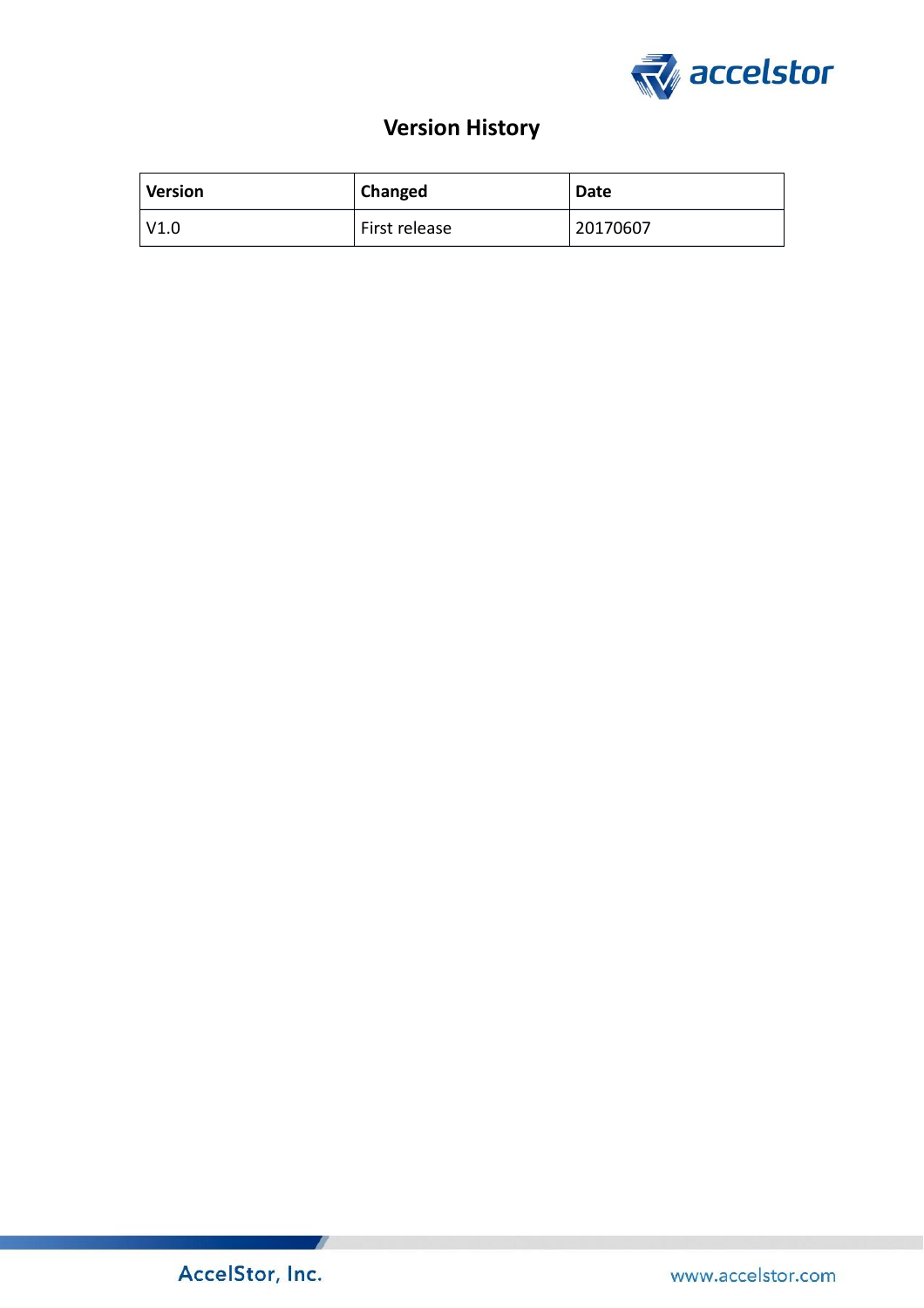# Version History

| Version | Changed | Date |
| --- | --- | --- |
| V1.0 | First release | 20170607 |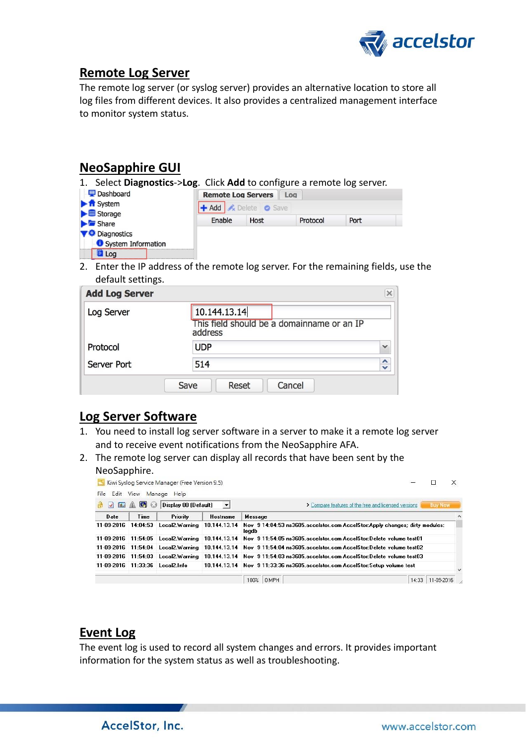## Remote Log Server

The remote log server (or syslog server) provides an alternative location to store all log files from different devices. It also provides a centralized management interface to monitor system status.

## NeoSapphire GUI

1. Select **Diagnostics**->**Log**. Click **Add** to configure a remote log server.

2. Enter the IP address of the remote log server. For the remaining fields, use the default settings.

## Log Server Software

1. You need to install log server software in a server to make it a remote log server and to receive event notifications from the NeoSapphire AFA.
2. The remote log server can display all records that have been sent by the NeoSapphire.

## Event Log

The event log is used to record all system changes and errors. It provides important information for the system status as well as troubleshooting.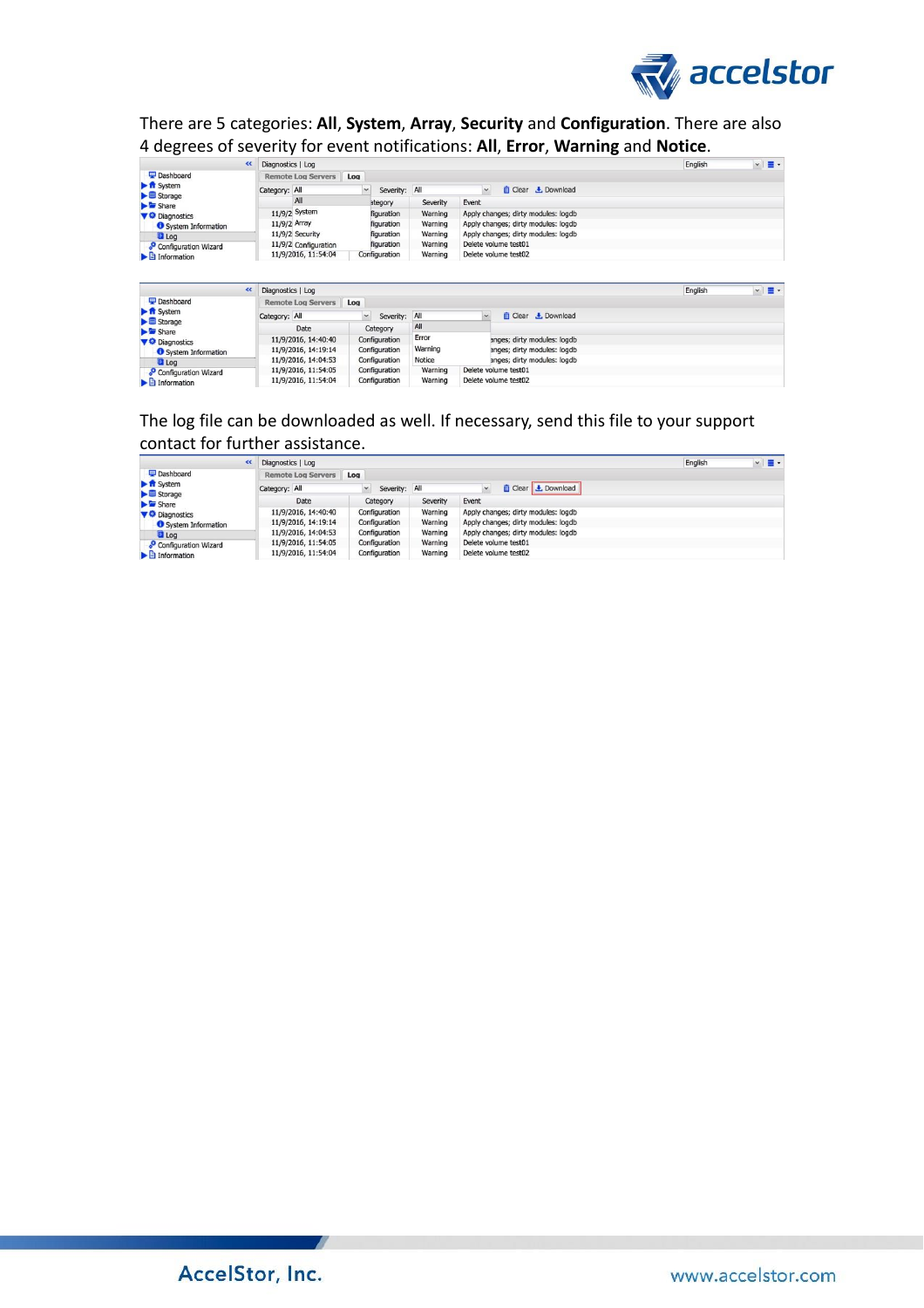There are 5 categories: **All**, **System**, **Array**, **Security** and **Configuration**. There are also 4 degrees of severity for event notifications: **All**, **Error**, **Warning** and **Notice**.

The log file can be downloaded as well. If necessary, send this file to your support contact for further assistance.